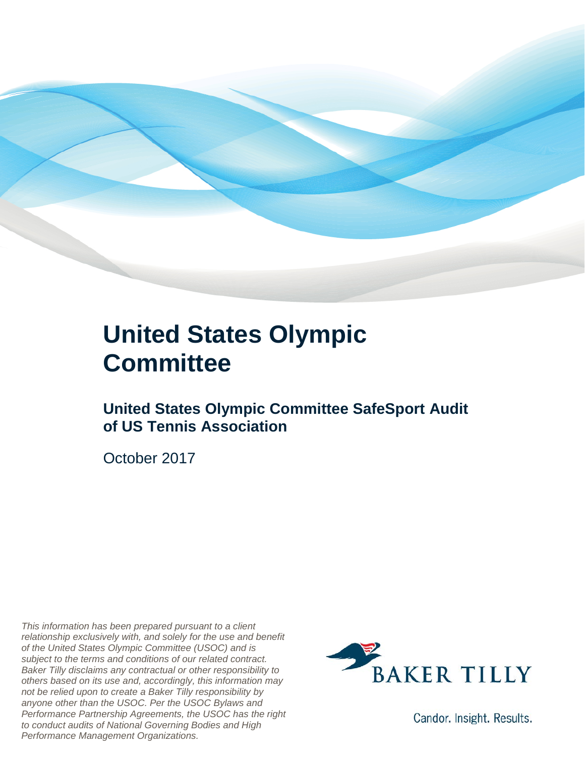# United States Olympic Committee

## United States Olympic Committee SafeSport Audit of US Tennis Association

October 2017

*This information has been prepared pursuant to a client relationship exclusively with, and solely for the use and benefit of the United States Olympic Committee (USOC) and is subject to the terms and conditions of our related contract. Baker Tilly disclaims any contractual or other responsibility to others based on its use and, accordingly, this information may not be relied upon to create a Baker Tilly responsibility by anyone other than the USOC. Per the USOC Bylaws and Performance Partnership Agreements, the USOC has the right to conduct audits of National Governing Bodies and High Performance Management Organizations.*

BAKER TILLY

Candor. Insight. Results.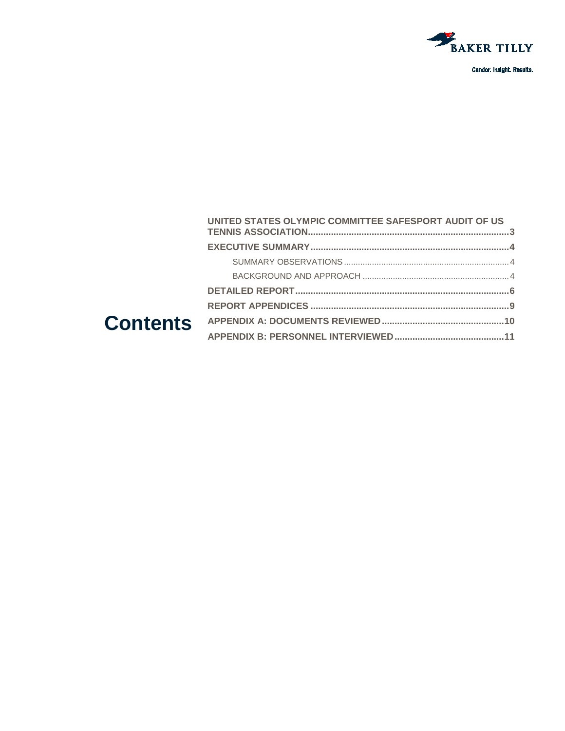# Contents

- **UNITED STATES OLYMPIC COMMITTEE SAFESPORT AUDIT OF US TENNIS ASSOCIATION** ........ 3
- **EXECUTIVE SUMMARY** ........ 4
  - SUMMARY OBSERVATIONS ........ 4
  - BACKGROUND AND APPROACH ........ 4
- **DETAILED REPORT** ........ 6
- **REPORT APPENDICES** ........ 9
- **APPENDIX A: DOCUMENTS REVIEWED** ........ 10
- **APPENDIX B: PERSONNEL INTERVIEWED** ........ 11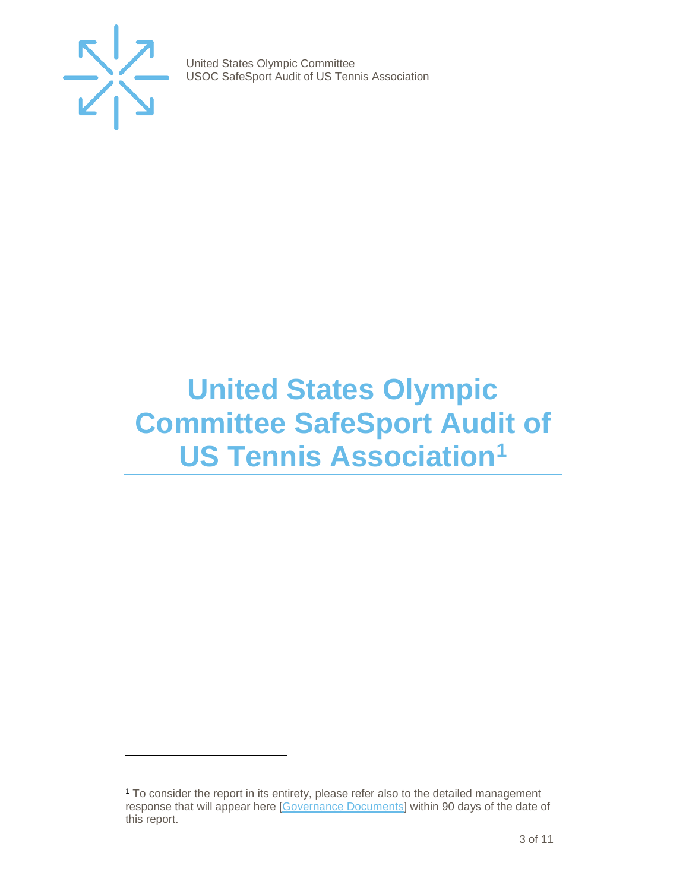# United States Olympic Committee SafeSport Audit of US Tennis Association[1]

[1] To consider the report in its entirety, please refer also to the detailed management response that will appear here [Governance Documents] within 90 days of the date of this report.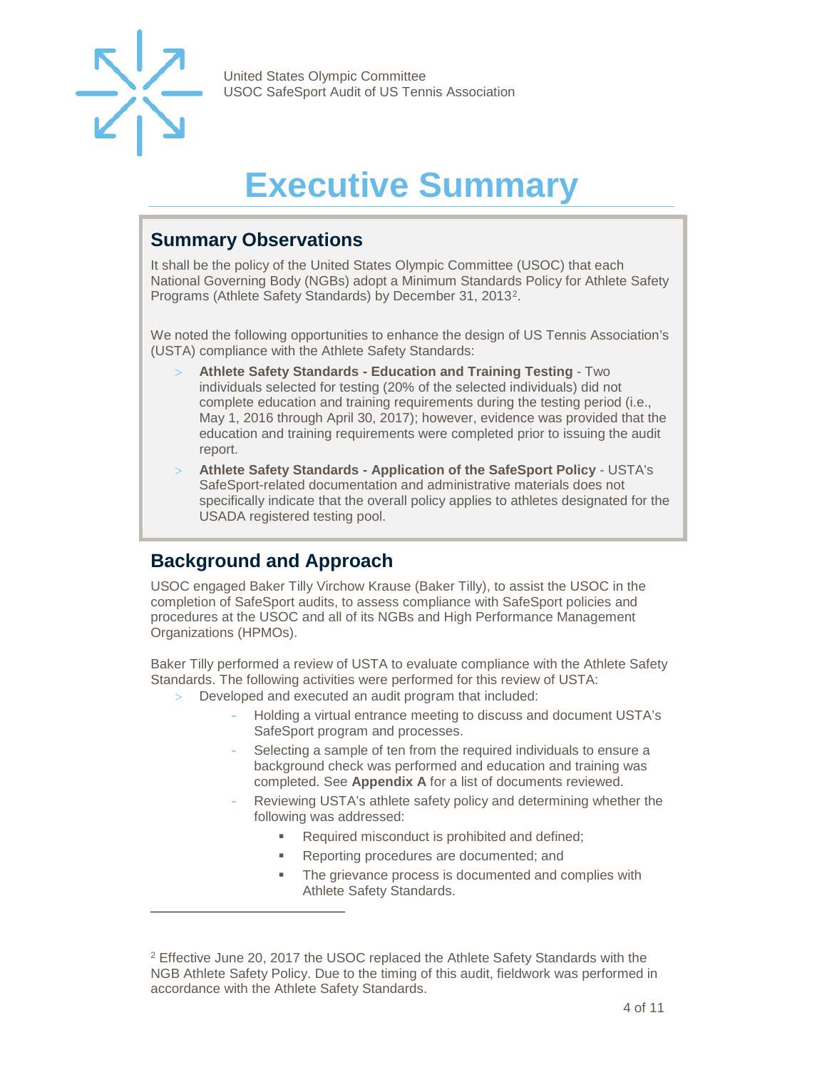// United States Olympic Committee
// USOC SafeSport Audit of US Tennis Association

# Executive Summary

## Summary Observations

It shall be the policy of the United States Olympic Committee (USOC) that each National Governing Body (NGBs) adopt a Minimum Standards Policy for Athlete Safety Programs (Athlete Safety Standards) by December 31, 2013[2].

We noted the following opportunities to enhance the design of US Tennis Association's (USTA) compliance with the Athlete Safety Standards:

- **Athlete Safety Standards - Education and Training Testing** - Two individuals selected for testing (20% of the selected individuals) did not complete education and training requirements during the testing period (i.e., May 1, 2016 through April 30, 2017); however, evidence was provided that the education and training requirements were completed prior to issuing the audit report.
- **Athlete Safety Standards - Application of the SafeSport Policy** - USTA's SafeSport-related documentation and administrative materials does not specifically indicate that the overall policy applies to athletes designated for the USADA registered testing pool.

## Background and Approach

USOC engaged Baker Tilly Virchow Krause (Baker Tilly), to assist the USOC in the completion of SafeSport audits, to assess compliance with SafeSport policies and procedures at the USOC and all of its NGBs and High Performance Management Organizations (HPMOs).

Baker Tilly performed a review of USTA to evaluate compliance with the Athlete Safety Standards. The following activities were performed for this review of USTA:

- Developed and executed an audit program that included:
  - Holding a virtual entrance meeting to discuss and document USTA's SafeSport program and processes.
  - Selecting a sample of ten from the required individuals to ensure a background check was performed and education and training was completed. See **Appendix A** for a list of documents reviewed.
  - Reviewing USTA's athlete safety policy and determining whether the following was addressed:
    - Required misconduct is prohibited and defined;
    - Reporting procedures are documented; and
    - The grievance process is documented and complies with Athlete Safety Standards.

---

[2] Effective June 20, 2017 the USOC replaced the Athlete Safety Standards with the NGB Athlete Safety Policy. Due to the timing of this audit, fieldwork was performed in accordance with the Athlete Safety Standards.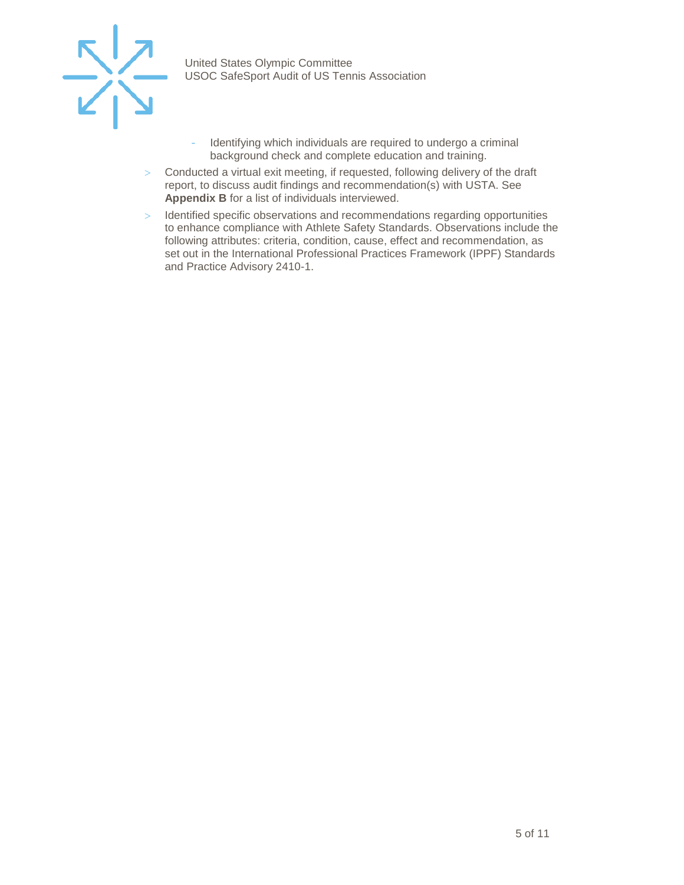- Identifying which individuals are required to undergo a criminal background check and complete education and training.
- Conducted a virtual exit meeting, if requested, following delivery of the draft report, to discuss audit findings and recommendation(s) with USTA. See **Appendix B** for a list of individuals interviewed.
- Identified specific observations and recommendations regarding opportunities to enhance compliance with Athlete Safety Standards. Observations include the following attributes: criteria, condition, cause, effect and recommendation, as set out in the International Professional Practices Framework (IPPF) Standards and Practice Advisory 2410-1.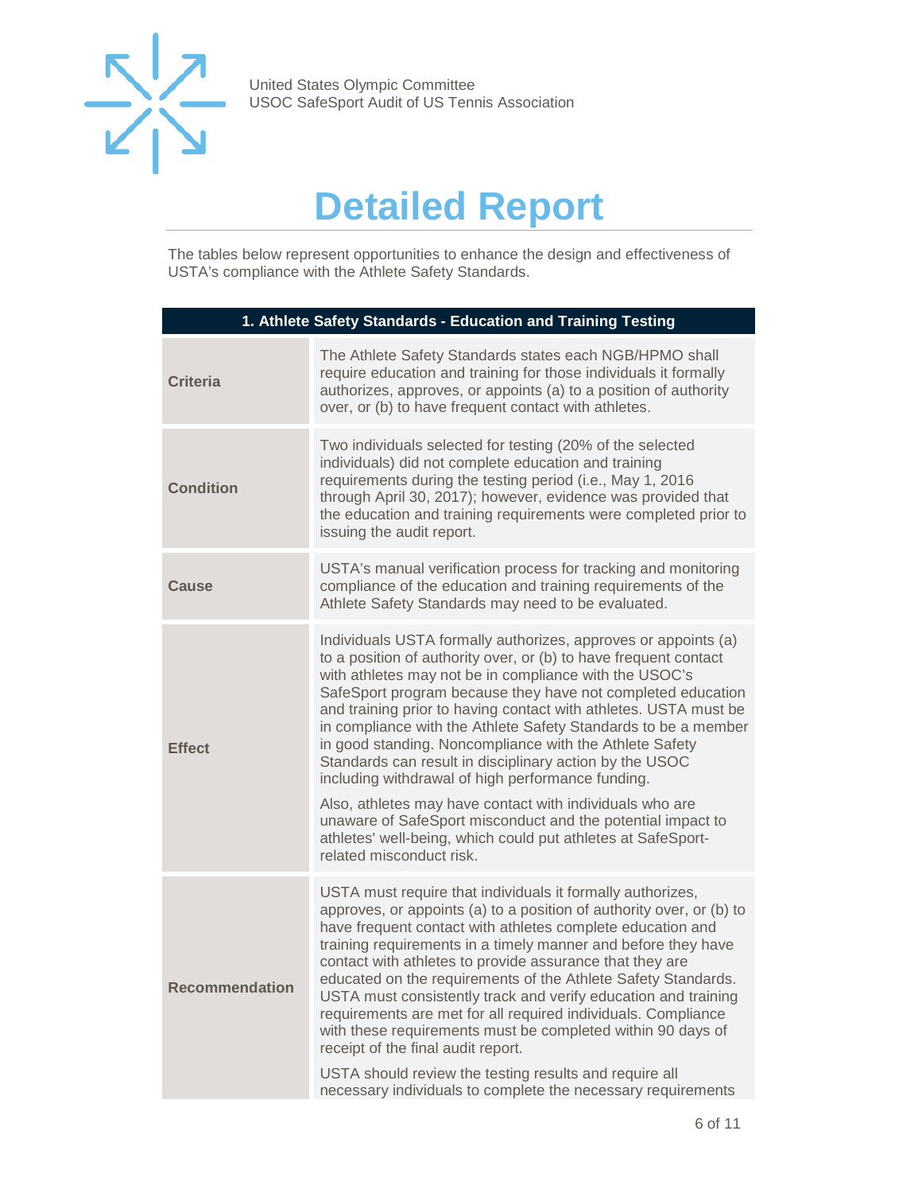# Detailed Report

The tables below represent opportunities to enhance the design and effectiveness of USTA's compliance with the Athlete Safety Standards.

| 1. Athlete Safety Standards - Education and Training Testing | |
|---|---|
| **Criteria** | The Athlete Safety Standards states each NGB/HPMO shall require education and training for those individuals it formally authorizes, approves, or appoints (a) to a position of authority over, or (b) to have frequent contact with athletes. |
| **Condition** | Two individuals selected for testing (20% of the selected individuals) did not complete education and training requirements during the testing period (i.e., May 1, 2016 through April 30, 2017); however, evidence was provided that the education and training requirements were completed prior to issuing the audit report. |
| **Cause** | USTA's manual verification process for tracking and monitoring compliance of the education and training requirements of the Athlete Safety Standards may need to be evaluated. |
| **Effect** | Individuals USTA formally authorizes, approves or appoints (a) to a position of authority over, or (b) to have frequent contact with athletes may not be in compliance with the USOC's SafeSport program because they have not completed education and training prior to having contact with athletes. USTA must be in compliance with the Athlete Safety Standards to be a member in good standing. Noncompliance with the Athlete Safety Standards can result in disciplinary action by the USOC including withdrawal of high performance funding.<br><br>Also, athletes may have contact with individuals who are unaware of SafeSport misconduct and the potential impact to athletes' well-being, which could put athletes at SafeSport-related misconduct risk. |
| **Recommendation** | USTA must require that individuals it formally authorizes, approves, or appoints (a) to a position of authority over, or (b) to have frequent contact with athletes complete education and training requirements in a timely manner and before they have contact with athletes to provide assurance that they are educated on the requirements of the Athlete Safety Standards. USTA must consistently track and verify education and training requirements are met for all required individuals. Compliance with these requirements must be completed within 90 days of receipt of the final audit report.<br><br>USTA should review the testing results and require all necessary individuals to complete the necessary requirements |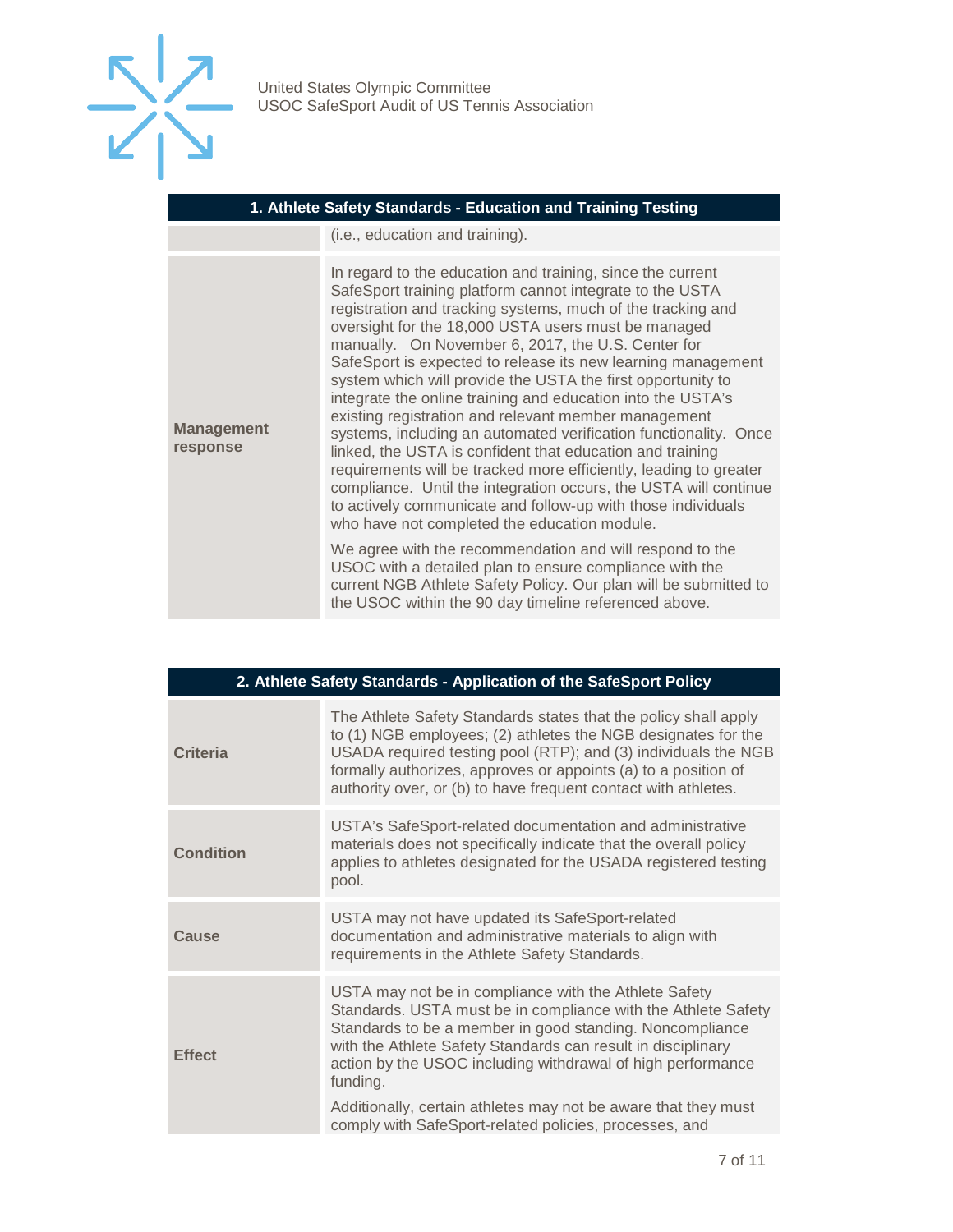| 1. Athlete Safety Standards - Education and Training Testing | |
|---|---|
| | (i.e., education and training). |
| **Management response** | In regard to the education and training, since the current SafeSport training platform cannot integrate to the USTA registration and tracking systems, much of the tracking and oversight for the 18,000 USTA users must be managed manually. On November 6, 2017, the U.S. Center for SafeSport is expected to release its new learning management system which will provide the USTA the first opportunity to integrate the online training and education into the USTA's existing registration and relevant member management systems, including an automated verification functionality. Once linked, the USTA is confident that education and training requirements will be tracked more efficiently, leading to greater compliance. Until the integration occurs, the USTA will continue to actively communicate and follow-up with those individuals who have not completed the education module.<br><br>We agree with the recommendation and will respond to the USOC with a detailed plan to ensure compliance with the current NGB Athlete Safety Policy. Our plan will be submitted to the USOC within the 90 day timeline referenced above. |

| 2. Athlete Safety Standards - Application of the SafeSport Policy | |
|---|---|
| **Criteria** | The Athlete Safety Standards states that the policy shall apply to (1) NGB employees; (2) athletes the NGB designates for the USADA required testing pool (RTP); and (3) individuals the NGB formally authorizes, approves or appoints (a) to a position of authority over, or (b) to have frequent contact with athletes. |
| **Condition** | USTA's SafeSport-related documentation and administrative materials does not specifically indicate that the overall policy applies to athletes designated for the USADA registered testing pool. |
| **Cause** | USTA may not have updated its SafeSport-related documentation and administrative materials to align with requirements in the Athlete Safety Standards. |
| **Effect** | USTA may not be in compliance with the Athlete Safety Standards. USTA must be in compliance with the Athlete Safety Standards to be a member in good standing. Noncompliance with the Athlete Safety Standards can result in disciplinary action by the USOC including withdrawal of high performance funding.<br><br>Additionally, certain athletes may not be aware that they must comply with SafeSport-related policies, processes, and |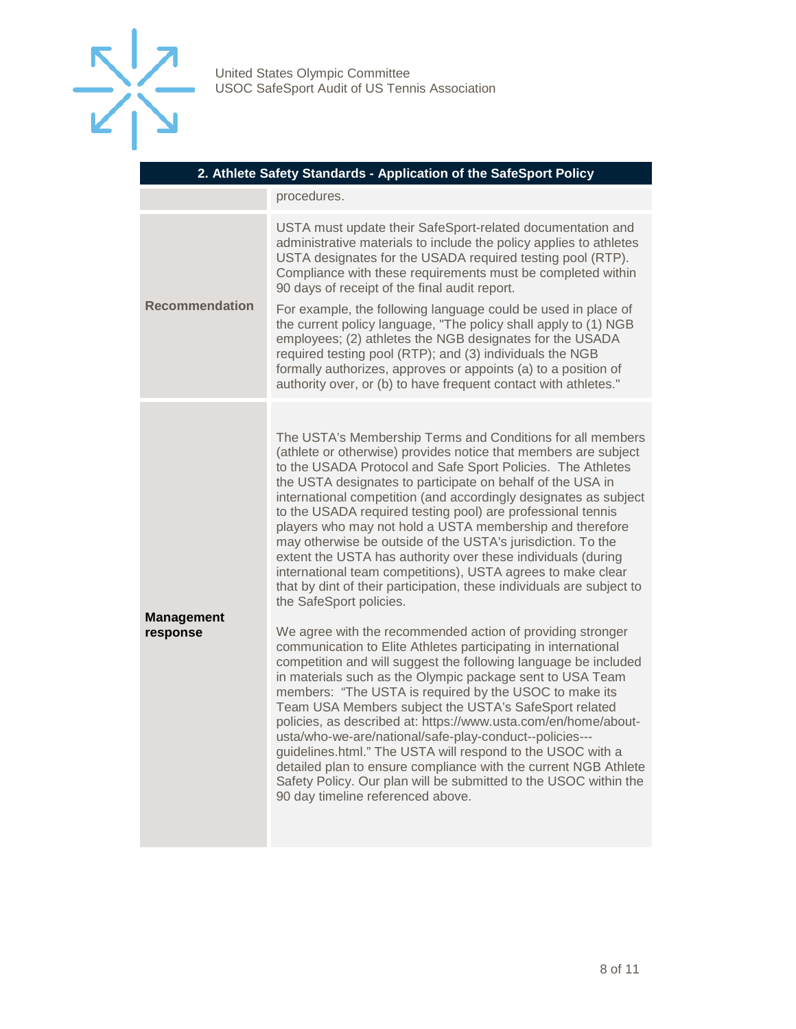| 2. Athlete Safety Standards - Application of the SafeSport Policy | |
|---|---|
| | procedures. |
| **Recommendation** | USTA must update their SafeSport-related documentation and administrative materials to include the policy applies to athletes USTA designates for the USADA required testing pool (RTP). Compliance with these requirements must be completed within 90 days of receipt of the final audit report.<br><br>For example, the following language could be used in place of the current policy language, "The policy shall apply to (1) NGB employees; (2) athletes the NGB designates for the USADA required testing pool (RTP); and (3) individuals the NGB formally authorizes, approves or appoints (a) to a position of authority over, or (b) to have frequent contact with athletes." |
| **Management response** | The USTA's Membership Terms and Conditions for all members (athlete or otherwise) provides notice that members are subject to the USADA Protocol and Safe Sport Policies. The Athletes the USTA designates to participate on behalf of the USA in international competition (and accordingly designates as subject to the USADA required testing pool) are professional tennis players who may not hold a USTA membership and therefore may otherwise be outside of the USTA's jurisdiction. To the extent the USTA has authority over these individuals (during international team competitions), USTA agrees to make clear that by dint of their participation, these individuals are subject to the SafeSport policies.<br><br>We agree with the recommended action of providing stronger communication to Elite Athletes participating in international competition and will suggest the following language be included in materials such as the Olympic package sent to USA Team members: "The USTA is required by the USOC to make its Team USA Members subject the USTA's SafeSport related policies, as described at: https://www.usta.com/en/home/about-usta/who-we-are/national/safe-play-conduct--policies---guidelines.html." The USTA will respond to the USOC with a detailed plan to ensure compliance with the current NGB Athlete Safety Policy. Our plan will be submitted to the USOC within the 90 day timeline referenced above. |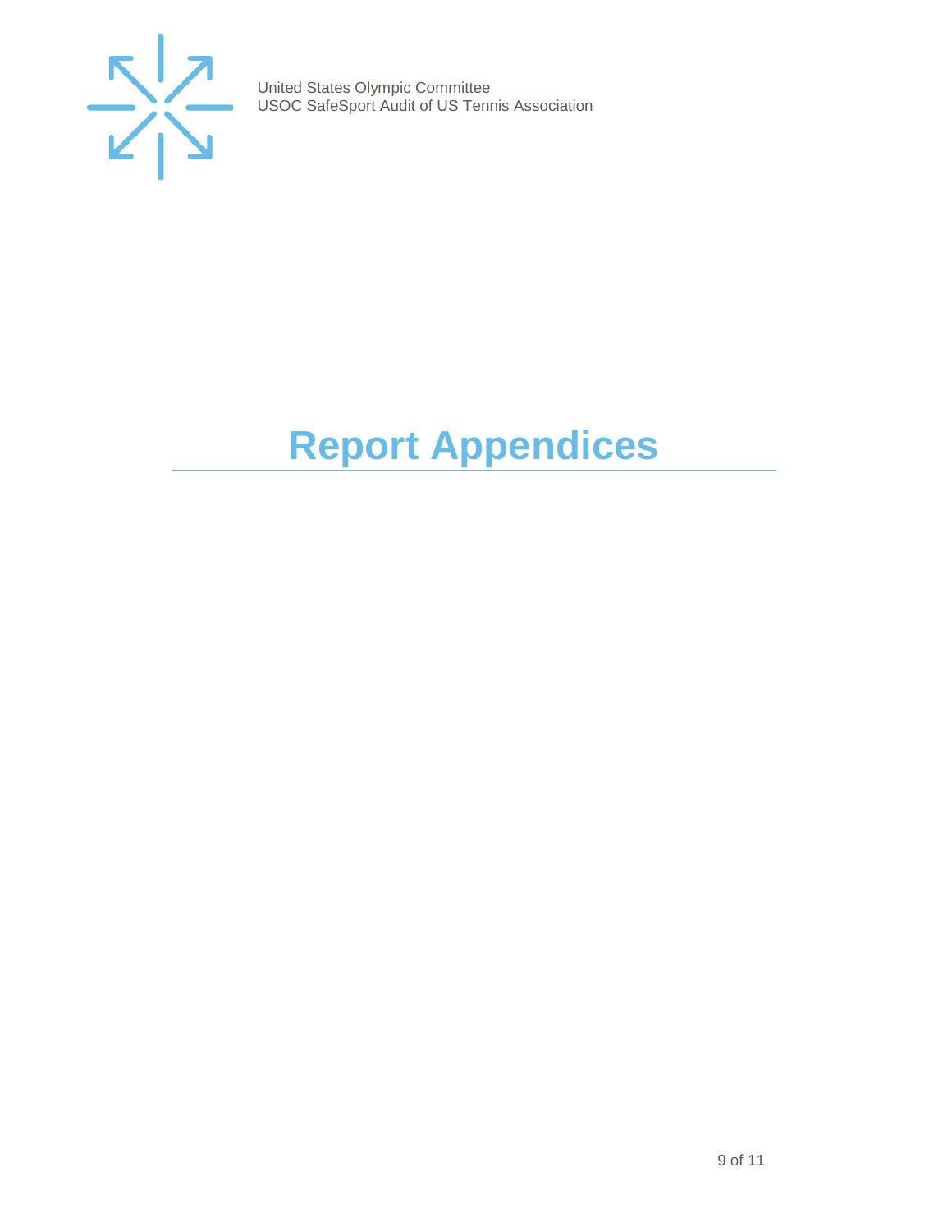# Report Appendices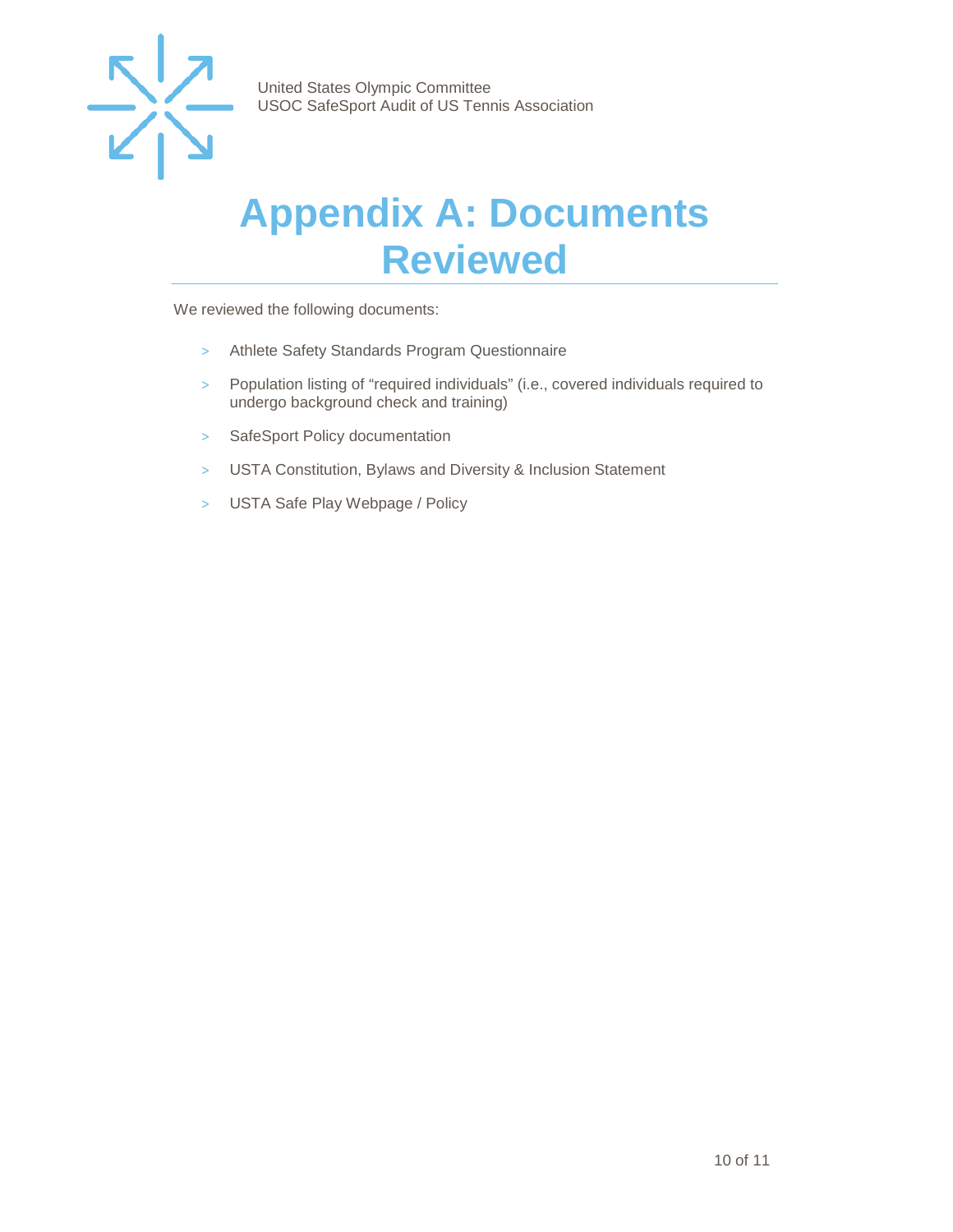# Appendix A: Documents Reviewed

We reviewed the following documents:

- Athlete Safety Standards Program Questionnaire
- Population listing of “required individuals” (i.e., covered individuals required to undergo background check and training)
- SafeSport Policy documentation
- USTA Constitution, Bylaws and Diversity & Inclusion Statement
- USTA Safe Play Webpage / Policy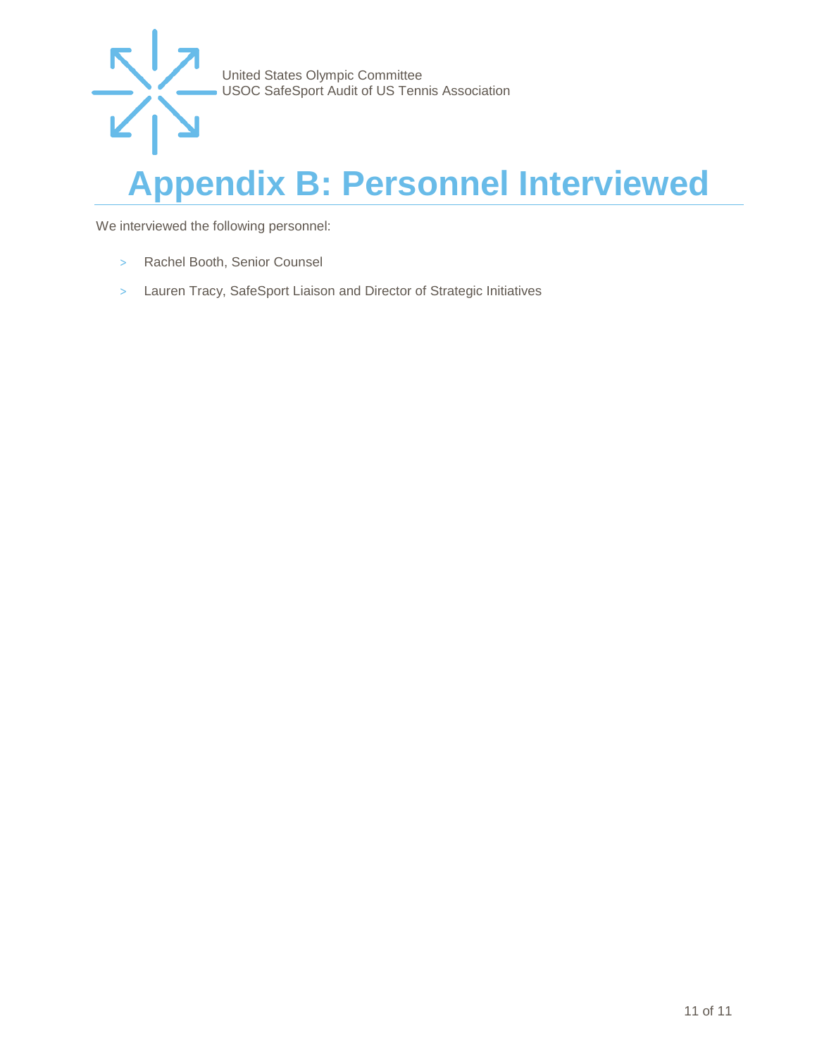# Appendix B: Personnel Interviewed

We interviewed the following personnel:

- Rachel Booth, Senior Counsel
- Lauren Tracy, SafeSport Liaison and Director of Strategic Initiatives